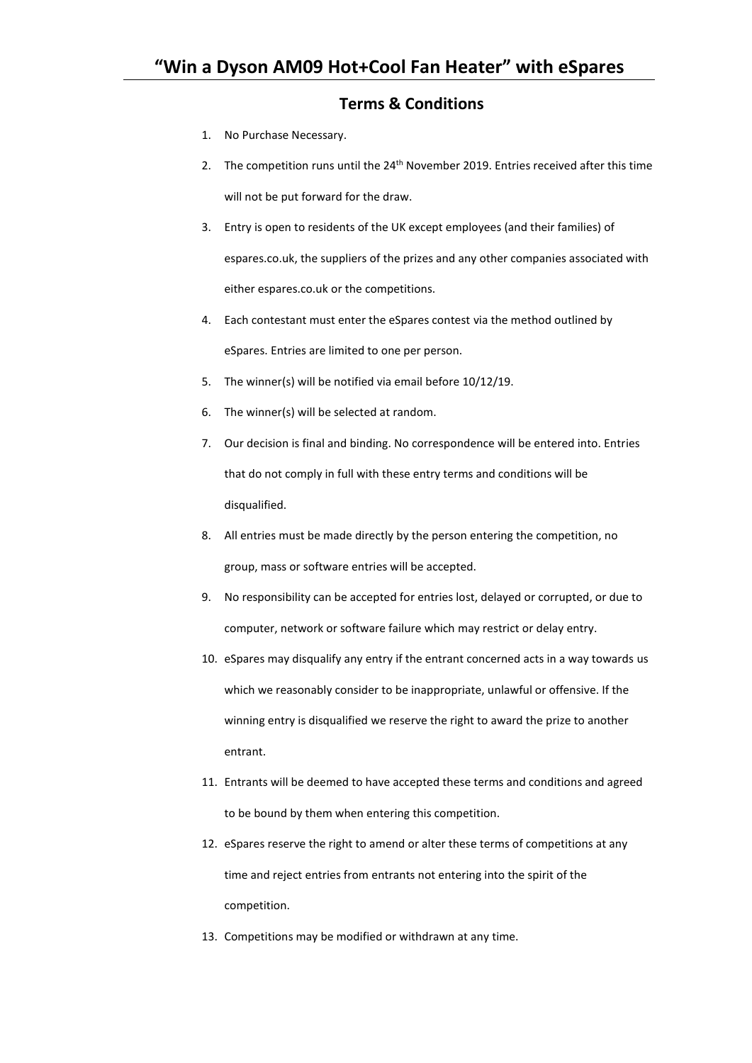# "Win a Dyson AM09 Hot+Cool Fan Heater" with eSpares

## Terms & Conditions

1. No Purchase Necessary.
2. The competition runs until the 24th November 2019. Entries received after this time will not be put forward for the draw.
3. Entry is open to residents of the UK except employees (and their families) of espares.co.uk, the suppliers of the prizes and any other companies associated with either espares.co.uk or the competitions.
4. Each contestant must enter the eSpares contest via the method outlined by eSpares. Entries are limited to one per person.
5. The winner(s) will be notified via email before 10/12/19.
6. The winner(s) will be selected at random.
7. Our decision is final and binding. No correspondence will be entered into. Entries that do not comply in full with these entry terms and conditions will be disqualified.
8. All entries must be made directly by the person entering the competition, no group, mass or software entries will be accepted.
9. No responsibility can be accepted for entries lost, delayed or corrupted, or due to computer, network or software failure which may restrict or delay entry.
10. eSpares may disqualify any entry if the entrant concerned acts in a way towards us which we reasonably consider to be inappropriate, unlawful or offensive. If the winning entry is disqualified we reserve the right to award the prize to another entrant.
11. Entrants will be deemed to have accepted these terms and conditions and agreed to be bound by them when entering this competition.
12. eSpares reserve the right to amend or alter these terms of competitions at any time and reject entries from entrants not entering into the spirit of the competition.
13. Competitions may be modified or withdrawn at any time.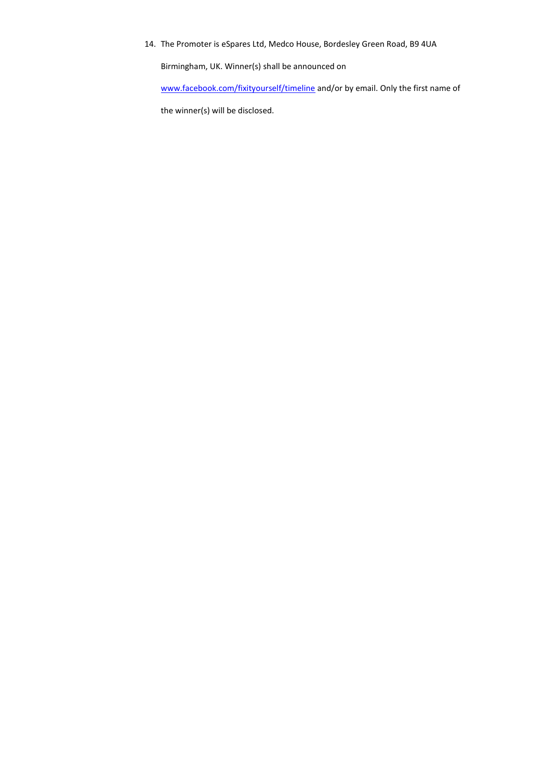14. The Promoter is eSpares Ltd, Medco House, Bordesley Green Road, B9 4UA Birmingham, UK. Winner(s) shall be announced on [www.facebook.com/fixityourself/timeline](www.facebook.com/fixityourself/timeline) and/or by email. Only the first name of the winner(s) will be disclosed.